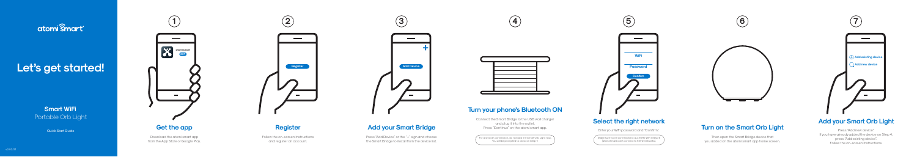atomi smart

# Let's get started!

**Smart WiFi**
Portable Orb Light

Quick Start Guide

v2.02.01

## 1 Get the app

atomi smart
GET

Download the atomi smart app from the App Store or Google Play.

## 2 Register

Register

Follow the on-screen instructions and register an account.

## 3 Add your Smart Bridge

Add Device

Press "Add Device" or the "+" sign and choose the Smart Bridge to install from the device list.

## 4 Turn your phone's Bluetooth ON

Connect the Smart Bridge to the USB wall charger and plug it into the outlet.
Press "Continue" on the atomi smart app.

For a smooth connection, do not add the Smart Orb Light now. You will be prompted to do so on Step 7.

## 5 Select the right network

WiFi
Password
Confirm

Enter your WiFi password and "Confirm".

Make sure you're connected to a 2.4GHz WiFi network. (atomi Smart can't connect to 5GHz networks).

## 6 Turn on the Smart Orb Light

Then open the Smart Bridge device that you added on the atomi smart app home screen.

## 7 Add your Smart Orb Light

Add existing device
Add new device

Press "Add new device".
If you have already added the device on Step 4, press "Add existing device".
Follow the on-screen instructions.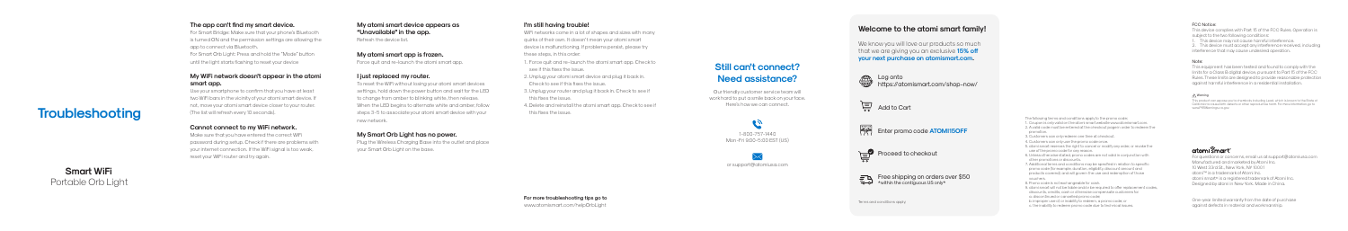# Troubleshooting

**Smart WiFi**
Portable Orb Light

### The app can't find my smart device.

For Smart Bridge: Make sure that your phone's Bluetooth is turned ON and the permission settings are allowing the app to connect via Bluetooth.
For Smart Orb Light: Press and hold the "Mode" button until the light starts flashing to reset your device.

### My WiFi network doesn't appear in the atomi smart app.

Use your smartphone to confirm that you have at least two WiFi bars in the vicinity of your atomi smart device. If not, move your atomi smart device closer to your router. (The list will refresh every 10 seconds).

### Cannot connect to my WiFi network.

Make sure that you have entered the correct WiFi password during setup. Check if there are problems with your internet connection. If the WiFi signal is too weak, reset your WiFi router and try again.

### My atomi smart device appears as "Unavailable" in the app.

Refresh the device list.

### My atomi smart app is frozen.

Force quit and re-launch the atomi smart app.

### I just replaced my router.

To reset the WiFi without losing your atomi smart device settings, hold down the power button and wait for the LED to change from amber to blinking white, then release. When the LED begins to alternate white and amber, follow steps 3-5 to associate your atomi smart device with your new network.

### My Smart Orb Light has no power.

Plug the Wireless Charging Base into the outlet and place your Smart Orb Light on the base.

### I'm still having trouble!

WiFi networks come in a lot of shapes and sizes with many quirks of their own. It doesn't mean your atomi smart device is malfunctioning. If problems persist, please try these steps, in this order:

1. Force quit and re-launch the atomi smart app. Check to see if this fixes the issue.
2. Unplug your atomi smart device and plug it back in. Check to see if this fixes the issue.
3. Unplug your router and plug it back in. Check to see if this fixes the issue.
4. Delete and reinstall the atomi smart app. Check to see if this fixes the issue.

**For more troubleshooting tips go to**
www.atomismart.com/helpOrbLight

## Still can't connect? Need assistance?

Our friendly customer service team will work hard to put a smile back on your face. Here's how we can connect.

1-800-757-1440
Mon-Fri 9:00-5:00 EST (US)

or support@atomiusa.com

## Welcome to the atomi smart family!

We know you will love our products so much that we are giving you an exclusive **15% off your next purchase on atomismart.com.**

Log onto
https://atomismart.com/shop-now/

Add to Cart

Enter promo code **ATOMI15OFF**

Proceed to checkout

Free shipping on orders over $50
*within the contiguous US only*

The following terms and conditions apply to the promo code:
1. Coupon is only valid on the atomi smart website www.atomismart.com.
2. A valid code must be entered at the checkout page in order to redeem the promotion.
3. Customers can only redeem one time at checkout.
4. Customers can only use this promo code once.
5. atomi smart reserves the right to cancel or modify any order, or revoke the use of the promo code for any reason.
6. Unless otherwise stated, promo codes are not able to be used with other promotions or discounts.
7. Additional terms and conditions may be specified in relation to specific promo codes (for example: duration, eligibility, discount amount and products covered), and will govern the use and redemption of those promo codes.
8. Promo code is not exchangeable for cash.
9. atomi smart will not be liable and/or be required to offer replacement codes, discounts, credits, cash or otherwise compensate customers for:
a. discontinued or cancelled promo code
b. improper use of or inability to redeem a promo code; or
c. the inability to redeem promo code due to technical issues.

Terms and conditions apply.

FCC Notice:
This device complies with Part 15 of the FCC Rules. Operation is subject to the two following conditions:
1. This device may not cause harmful interference.
2. This device must accept any interference received, including interference that may cause undesired operation.

Note:
This equipment has been tested and found to comply with the limits for a Class B digital device, pursuant to Part 15 of the FCC Rules. These limits are designed to provide reasonable protection against harmful interference in a residential installation.

⚠ Warning:
This product can expose you to chemicals including Lead, which is known to the State of California to cause cancer, birth defects or other reproductive harm. For more information go to www.P65Warnings.ca.gov.

atomi smart®

For questions or concerns, email us at support@atomiusa.com.
Manufactured and marketed by Atomi Inc.
10 West 33rd St., New York, NY 10001
atomi™ is a trademark of Atomi Inc.
atomi smart® is a registered trademark of Atomi Inc.
Designed by atomi in New York. Made in China.

One-year limited warranty from the date of purchase against defects in material and workmanship.